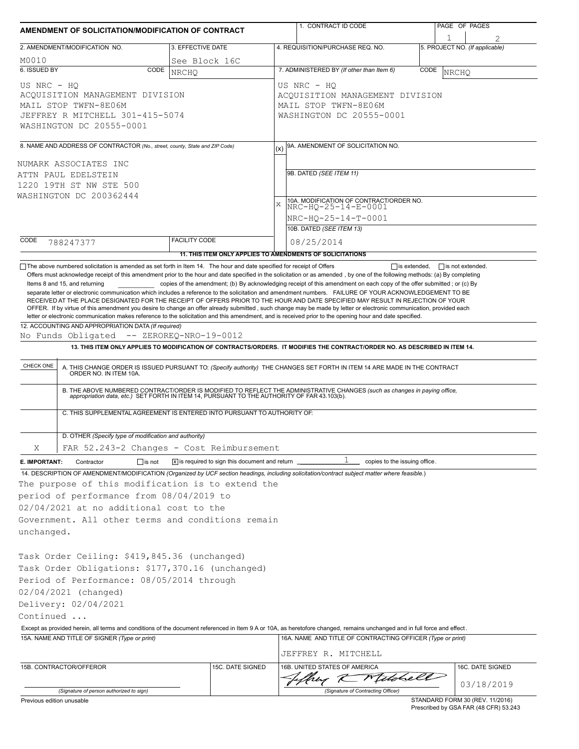# AMENDMENT OF SOLICITATION/MODIFICATION OF CONTRACT

| 1. CONTRACT ID CODE | PAGE OF PAGES |
|---|---|
| | 1 of 2 |

| 2. AMENDMENT/MODIFICATION NO. | 3. EFFECTIVE DATE | 4. REQUISITION/PURCHASE REQ. NO. | 5. PROJECT NO. (If applicable) |
|---|---|---|---|
| M0010 | See Block 16C | | |

**6. ISSUED BY** CODE NRCHQ

US NRC - HQ
ACQUISITION MANAGEMENT DIVISION
MAIL STOP TWFN-8E06M
JEFFREY R MITCHELL 301-415-5074
WASHINGTON DC 20555-0001

**7. ADMINISTERED BY** (If other than Item 6) CODE NRCHQ

US NRC - HQ
ACQUISITION MANAGEMENT DIVISION
MAIL STOP TWFN-8E06M
WASHINGTON DC 20555-0001

**8. NAME AND ADDRESS OF CONTRACTOR** (No., street, county, State and ZIP Code)

NUMARK ASSOCIATES INC
ATTN PAUL EDELSTEIN
1220 19TH ST NW STE 500
WASHINGTON DC 200362444

CODE 788247377 FACILITY CODE

(x) 9A. AMENDMENT OF SOLICITATION NO.

9B. DATED (SEE ITEM 11)

X 10A. MODIFICATION OF CONTRACT/ORDER NO.
NRC-HQ-25-14-E-0001
NRC-HQ-25-14-T-0001

10B. DATED (SEE ITEM 13)
08/25/2014

**11. THIS ITEM ONLY APPLIES TO AMENDMENTS OF SOLICITATIONS**

☐ The above numbered solicitation is amended as set forth in Item 14. The hour and date specified for receipt of Offers ☐ is extended, ☐ is not extended.
Offers must acknowledge receipt of this amendment prior to the hour and date specified in the solicitation or as amended , by one of the following methods: (a) By completing Items 8 and 15, and returning __________ copies of the amendment; (b) By acknowledging receipt of this amendment on each copy of the offer submitted ; or (c) By separate letter or electronic communication which includes a reference to the solicitation and amendment numbers. FAILURE OF YOUR ACKNOWLEDGEMENT TO BE RECEIVED AT THE PLACE DESIGNATED FOR THE RECEIPT OF OFFERS PRIOR TO THE HOUR AND DATE SPECIFIED MAY RESULT IN REJECTION OF YOUR OFFER. If by virtue of this amendment you desire to change an offer already submitted , such change may be made by letter or electronic communication, provided each letter or electronic communication makes reference to the solicitation and this amendment, and is received prior to the opening hour and date specified.

**12. ACCOUNTING AND APPROPRIATION DATA** (If required)
No Funds Obligated -- ZEROREQ-NRO-19-0012

**13. THIS ITEM ONLY APPLIES TO MODIFICATION OF CONTRACTS/ORDERS. IT MODIFIES THE CONTRACT/ORDER NO. AS DESCRIBED IN ITEM 14.**

| CHECK ONE | |
|---|---|
| | A. THIS CHANGE ORDER IS ISSUED PURSUANT TO: (Specify authority) THE CHANGES SET FORTH IN ITEM 14 ARE MADE IN THE CONTRACT ORDER NO. IN ITEM 10A. |
| | B. THE ABOVE NUMBERED CONTRACT/ORDER IS MODIFIED TO REFLECT THE ADMINISTRATIVE CHANGES (such as changes in paying office, appropriation data, etc.) SET FORTH IN ITEM 14, PURSUANT TO THE AUTHORITY OF FAR 43.103(b). |
| | C. THIS SUPPLEMENTAL AGREEMENT IS ENTERED INTO PURSUANT TO AUTHORITY OF: |
| X | D. OTHER (Specify type of modification and authority) FAR 52.243-2 Changes - Cost Reimbursement |

**E. IMPORTANT:** Contractor ☐ is not ☒ is required to sign this document and return 1 copies to the issuing office.

**14. DESCRIPTION OF AMENDMENT/MODIFICATION** (Organized by UCF section headings, including solicitation/contract subject matter where feasible.)

The purpose of this modification is to extend the period of performance from 08/04/2019 to 02/04/2021 at no additional cost to the Government. All other terms and conditions remain unchanged.

Task Order Ceiling: $419,845.36 (unchanged)
Task Order Obligations: $177,370.16 (unchanged)
Period of Performance: 08/05/2014 through 02/04/2021 (changed)
Delivery: 02/04/2021
Continued ...

Except as provided herein, all terms and conditions of the document referenced in Item 9 A or 10A, as heretofore changed, remains unchanged and in full force and effect.

| 15A. NAME AND TITLE OF SIGNER (Type or print) | | 16A. NAME AND TITLE OF CONTRACTING OFFICER (Type or print) | |
|---|---|---|---|
| | | JEFFREY R. MITCHELL | |
| 15B. CONTRACTOR/OFFEROR | 15C. DATE SIGNED | 16B. UNITED STATES OF AMERICA | 16C. DATE SIGNED |
| (Signature of person authorized to sign) | | Jeffrey R Mitchell (Signature of Contracting Officer) | 03/18/2019 |

Previous edition unusable

STANDARD FORM 30 (REV. 11/2016)
Prescribed by GSA FAR (48 CFR) 53.243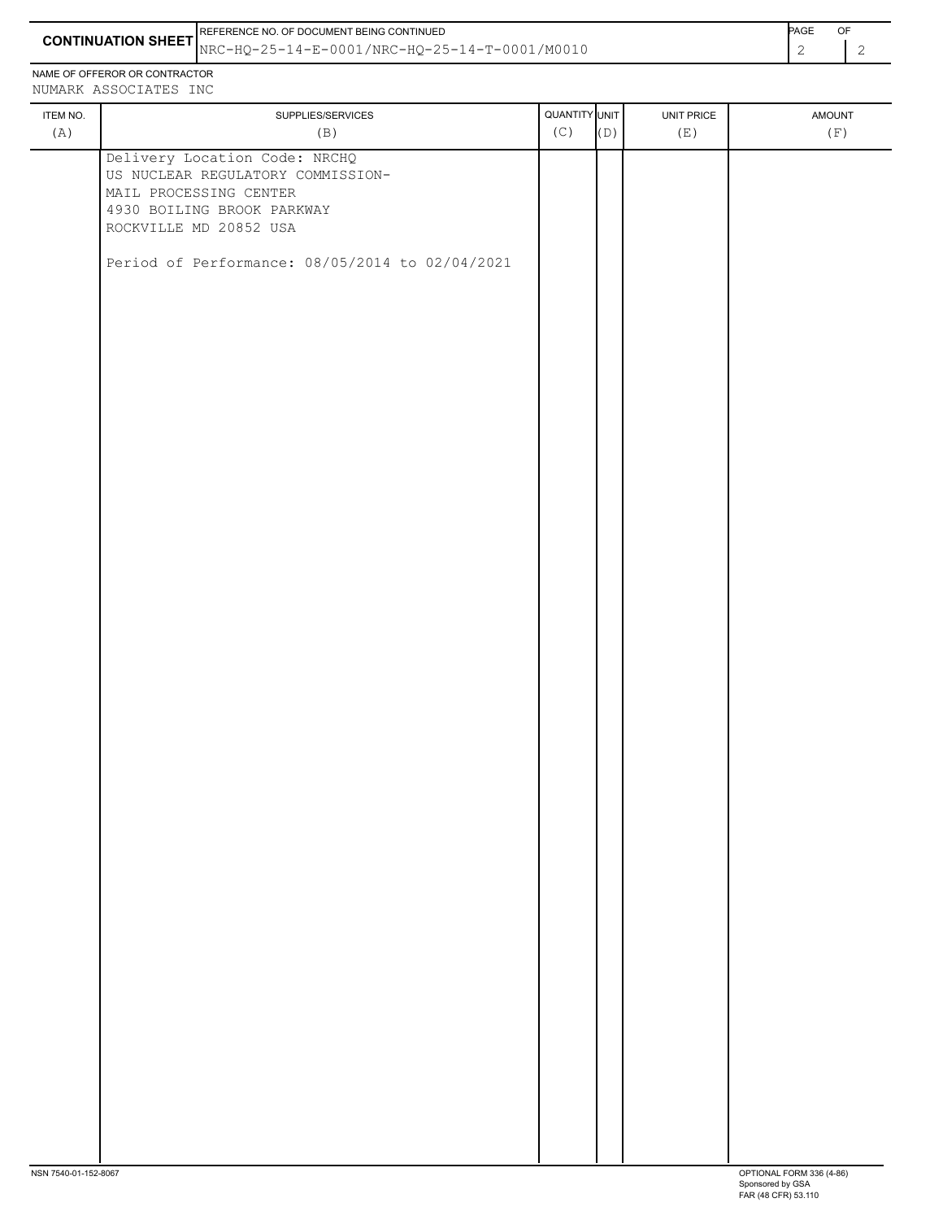**CONTINUATION SHEET**

REFERENCE NO. OF DOCUMENT BEING CONTINUED
NRC-HQ-25-14-E-0001/NRC-HQ-25-14-T-0001/M0010

NAME OF OFFEROR OR CONTRACTOR
NUMARK ASSOCIATES INC

| ITEM NO. (A) | SUPPLIES/SERVICES (B) | QUANTITY (C) | UNIT (D) | UNIT PRICE (E) | AMOUNT (F) |
|---|---|---|---|---|---|
| | Delivery Location Code: NRCHQ<br>US NUCLEAR REGULATORY COMMISSION-<br>MAIL PROCESSING CENTER<br>4930 BOILING BROOK PARKWAY<br>ROCKVILLE MD 20852 USA<br><br>Period of Performance: 08/05/2014 to 02/04/2021 | | | | |

NSN 7540-01-152-8067

OPTIONAL FORM 336 (4-86)
Sponsored by GSA
FAR (48 CFR) 53.110